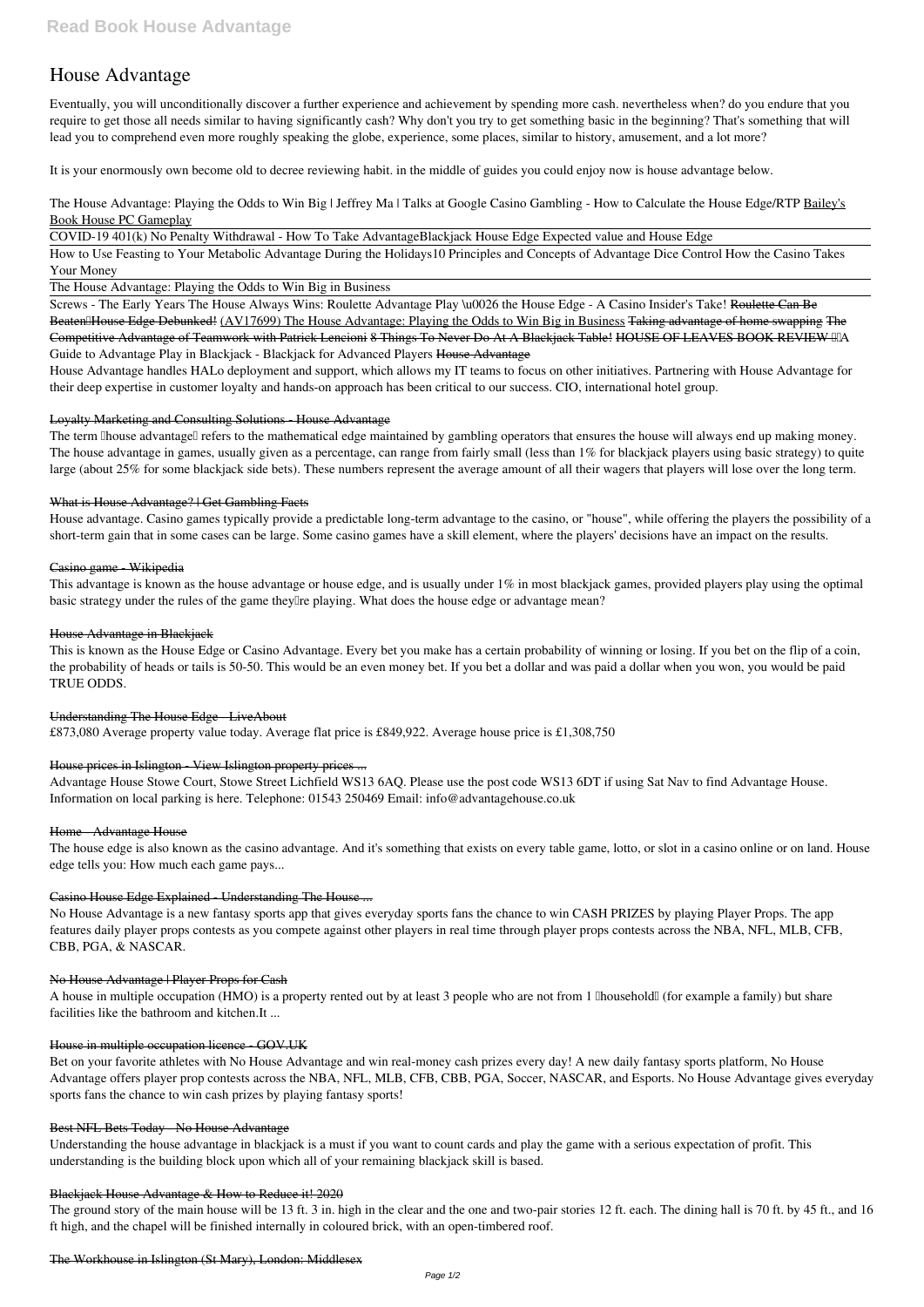# House Advantage

Eventually, you will unconditionally discover a further experience and achievement by spending more cash. nevertheless when? do you endure that you require to get those all needs similar to having significantly cash? Why don't you try to get something basic in the beginning? That's something that will lead you to comprehend even more roughly speaking the globe, experience, some places, similar to history, amusement, and a lot more?

It is your enormously own become old to decree reviewing habit. in the middle of guides you could enjoy now is house advantage below.

The House Advantage: Playing the Odds to Win Big | Jeffrey Ma | Talks at Google Casino Gambling - How to Calculate the House Edge/RTP Bailey's Book House PC Gameplay

COVID-19 401(k) No Penalty Withdrawal - How To Take Advantage Blackjack House Edge Expected value and House Edge

How to Use Feasting to Your Metabolic Advantage During the Holidays 10 Principles and Concepts of Advantage Dice Control How the Casino Takes Your Money

The House Advantage: Playing the Odds to Win Big in Business

Screws - The Early Years The House Always Wins: Roulette Advantage Play \u0026 the House Edge - A Casino Insider's Take! Roulette Can Be Beaten House Edge Debunked! (AV17699) The House Advantage: Playing the Odds to Win Big in Business Taking advantage of home swapping The Competitive Advantage of Teamwork with Patrick Lencioni 8 Things To Never Do At A Blackjack Table! HOUSE OF LEAVES BOOK REVIEW A Guide to Advantage Play in Blackjack - Blackjack for Advanced Players House Advantage

House Advantage handles HALo deployment and support, which allows my IT teams to focus on other initiatives. Partnering with House Advantage for their deep expertise in customer loyalty and hands-on approach has been critical to our success. CIO, international hotel group.

Loyalty Marketing and Consulting Solutions - House Advantage

The term "house advantage" refers to the mathematical edge maintained by gambling operators that ensures the house will always end up making money. The house advantage in games, usually given as a percentage, can range from fairly small (less than 1% for blackjack players using basic strategy) to quite large (about 25% for some blackjack side bets). These numbers represent the average amount of all their wagers that players will lose over the long term.

What is House Advantage? | Get Gambling Facts

House advantage. Casino games typically provide a predictable long-term advantage to the casino, or "house", while offering the players the possibility of a short-term gain that in some cases can be large. Some casino games have a skill element, where the players' decisions have an impact on the results.

Casino game - Wikipedia

This advantage is known as the house advantage or house edge, and is usually under 1% in most blackjack games, provided players play using the optimal basic strategy under the rules of the game they're playing. What does the house edge or advantage mean?

House Advantage in Blackjack

This is known as the House Edge or Casino Advantage. Every bet you make has a certain probability of winning or losing. If you bet on the flip of a coin, the probability of heads or tails is 50-50. This would be an even money bet. If you bet a dollar and was paid a dollar when you won, you would be paid TRUE ODDS.

Understanding The House Edge - LiveAbout

£873,080 Average property value today. Average flat price is £849,922. Average house price is £1,308,750

House prices in Islington - View Islington property prices ...

Advantage House Stowe Court, Stowe Street Lichfield WS13 6AQ. Please use the post code WS13 6DT if using Sat Nav to find Advantage House. Information on local parking is here. Telephone: 01543 250469 Email: info@advantagehouse.co.uk

Home - Advantage House

The house edge is also known as the casino advantage. And it's something that exists on every table game, lotto, or slot in a casino online or on land. House edge tells you: How much each game pays...

Casino House Edge Explained - Understanding The House ...

No House Advantage is a new fantasy sports app that gives everyday sports fans the chance to win CASH PRIZES by playing Player Props. The app features daily player props contests as you compete against other players in real time through player props contests across the NBA, NFL, MLB, CFB, CBB, PGA, & NASCAR.

No House Advantage | Player Props for Cash

A house in multiple occupation (HMO) is a property rented out by at least 3 people who are not from 1 "household" (for example a family) but share facilities like the bathroom and kitchen.It ...

House in multiple occupation licence - GOV.UK

Bet on your favorite athletes with No House Advantage and win real-money cash prizes every day! A new daily fantasy sports platform, No House Advantage offers player prop contests across the NBA, NFL, MLB, CFB, CBB, PGA, Soccer, NASCAR, and Esports. No House Advantage gives everyday sports fans the chance to win cash prizes by playing fantasy sports!

Best NFL Bets Today - No House Advantage

Understanding the house advantage in blackjack is a must if you want to count cards and play the game with a serious expectation of profit. This understanding is the building block upon which all of your remaining blackjack skill is based.

Blackjack House Advantage & How to Reduce it! 2020

The ground story of the main house will be 13 ft. 3 in. high in the clear and the one and two-pair stories 12 ft. each. The dining hall is 70 ft. by 45 ft., and 16 ft high, and the chapel will be finished internally in coloured brick, with an open-timbered roof.

The Workhouse in Islington (St Mary), London: Middlesex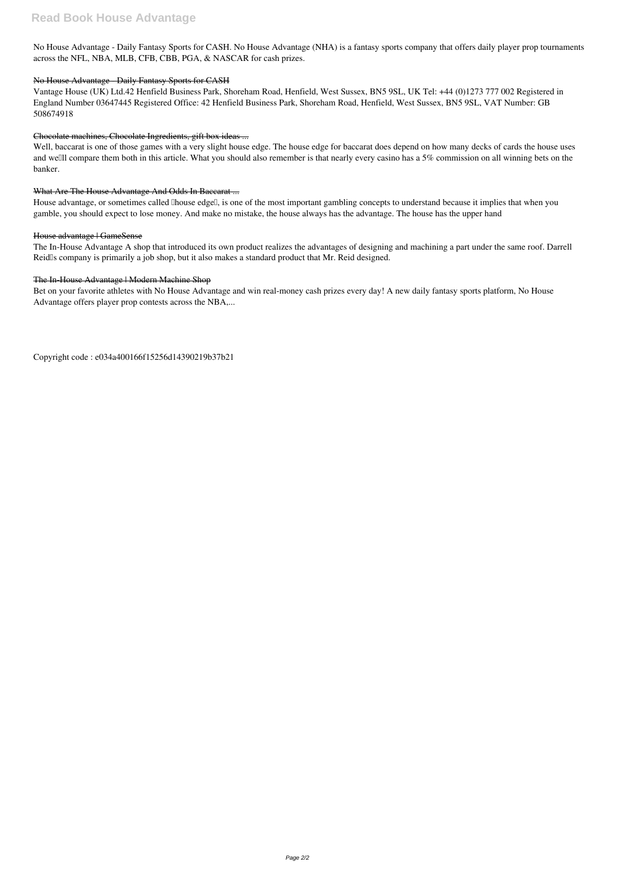No House Advantage - Daily Fantasy Sports for CASH. No House Advantage (NHA) is a fantasy sports company that offers daily player prop tournaments across the NFL, NBA, MLB, CFB, CBB, PGA, & NASCAR for cash prizes.

#### No House Advantage - Daily Fantasy Sports for CASH

Vantage House (UK) Ltd.42 Henfield Business Park, Shoreham Road, Henfield, West Sussex, BN5 9SL, UK Tel: +44 (0)1273 777 002 Registered in England Number 03647445 Registered Office: 42 Henfield Business Park, Shoreham Road, Henfield, West Sussex, BN5 9SL, VAT Number: GB 508674918

#### Chocolate machines, Chocolate Ingredients, gift box ideas ...

Well, baccarat is one of those games with a very slight house edge. The house edge for baccarat does depend on how many decks of cards the house uses and we'll compare them both in this article. What you should also remember is that nearly every casino has a 5% commission on all winning bets on the banker.

#### What Are The House Advantage And Odds In Baccarat ...

House advantage, or sometimes called "house edge", is one of the most important gambling concepts to understand because it implies that when you gamble, you should expect to lose money. And make no mistake, the house always has the advantage. The house has the upper hand

#### House advantage | GameSense

The In-House Advantage A shop that introduced its own product realizes the advantages of designing and machining a part under the same roof. Darrell Reid's company is primarily a job shop, but it also makes a standard product that Mr. Reid designed.

#### The In-House Advantage | Modern Machine Shop

Bet on your favorite athletes with No House Advantage and win real-money cash prizes every day! A new daily fantasy sports platform, No House Advantage offers player prop contests across the NBA,...

Copyright code : e034a400166f15256d14390219b37b21